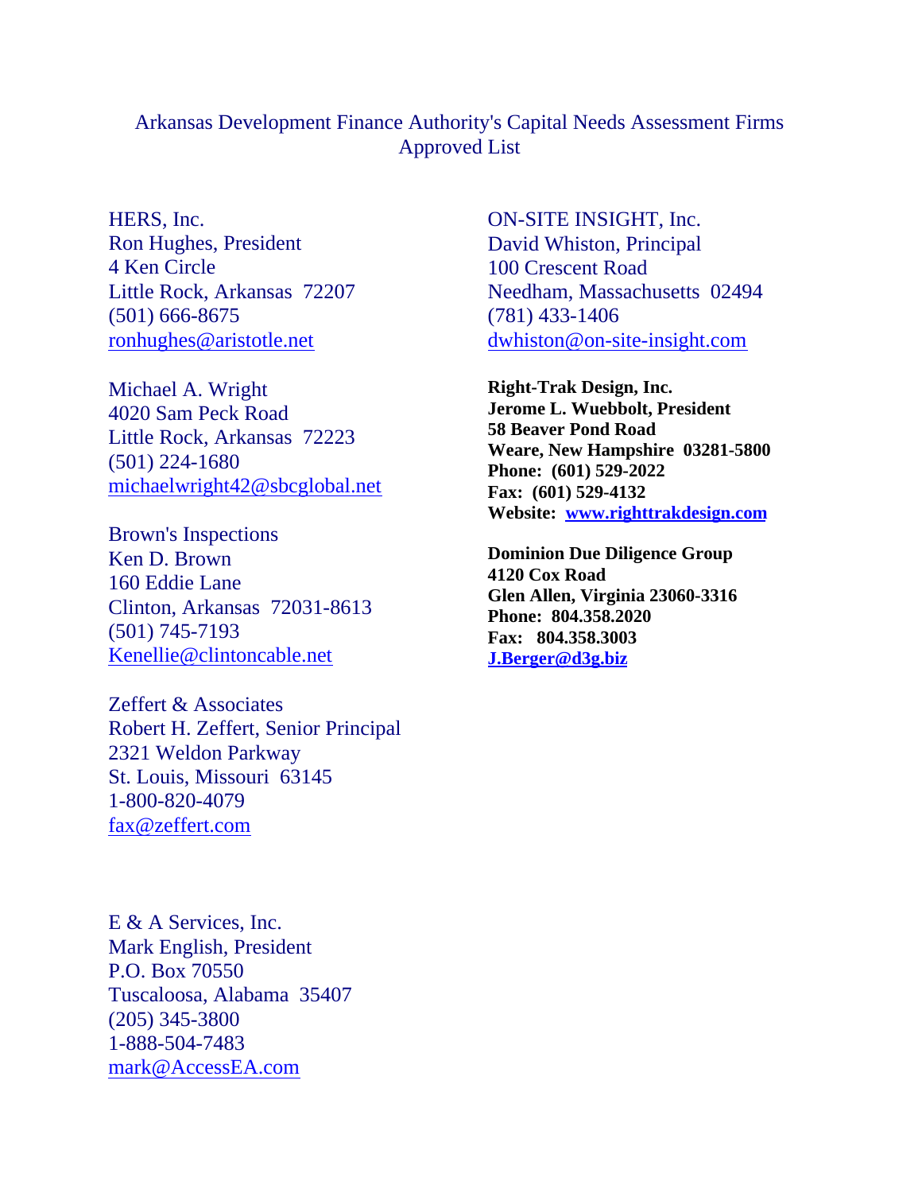# Arkansas Development Finance Authority's Capital Needs Assessment Firms Approved List

HERS, Inc.
Ron Hughes, President
4 Ken Circle
Little Rock, Arkansas 72207
(501) 666-8675
ronhughes@aristotle.net

Michael A. Wright
4020 Sam Peck Road
Little Rock, Arkansas 72223
(501) 224-1680
michaelwright42@sbcglobal.net

Brown's Inspections
Ken D. Brown
160 Eddie Lane
Clinton, Arkansas 72031-8613
(501) 745-7193
Kenellie@clintoncable.net

Zeffert & Associates
Robert H. Zeffert, Senior Principal
2321 Weldon Parkway
St. Louis, Missouri 63145
1-800-820-4079
fax@zeffert.com

E & A Services, Inc.
Mark English, President
P.O. Box 70550
Tuscaloosa, Alabama 35407
(205) 345-3800
1-888-504-7483
mark@AccessEA.com

ON-SITE INSIGHT, Inc.
David Whiston, Principal
100 Crescent Road
Needham, Massachusetts 02494
(781) 433-1406
dwhiston@on-site-insight.com

**Right-Trak Design, Inc.**
**Jerome L. Wuebbolt, President**
**58 Beaver Pond Road**
**Weare, New Hampshire 03281-5800**
**Phone: (601) 529-2022**
**Fax: (601) 529-4132**
**Website: www.righttrakdesign.com**

**Dominion Due Diligence Group**
**4120 Cox Road**
**Glen Allen, Virginia 23060-3316**
**Phone: 804.358.2020**
**Fax: 804.358.3003**
**J.Berger@d3g.biz**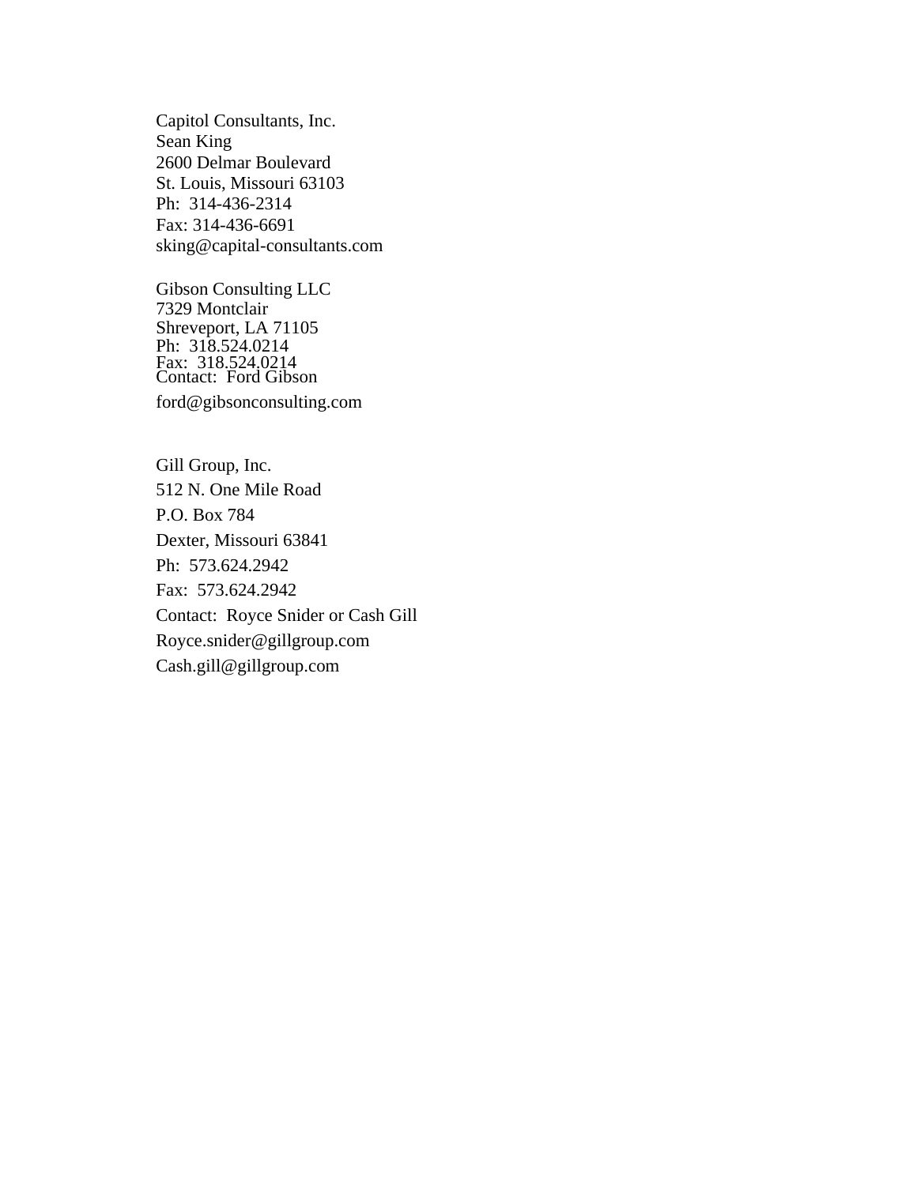Capitol Consultants, Inc.
Sean King
2600 Delmar Boulevard
St. Louis, Missouri 63103
Ph: 314-436-2314
Fax: 314-436-6691
sking@capital-consultants.com

Gibson Consulting LLC
7329 Montclair
Shreveport, LA 71105
Ph: 318.524.0214
Fax: 318.524.0214
Contact: Ford Gibson
ford@gibsonconsulting.com

Gill Group, Inc.
512 N. One Mile Road
P.O. Box 784
Dexter, Missouri 63841
Ph: 573.624.2942
Fax: 573.624.2942
Contact: Royce Snider or Cash Gill
Royce.snider@gillgroup.com
Cash.gill@gillgroup.com